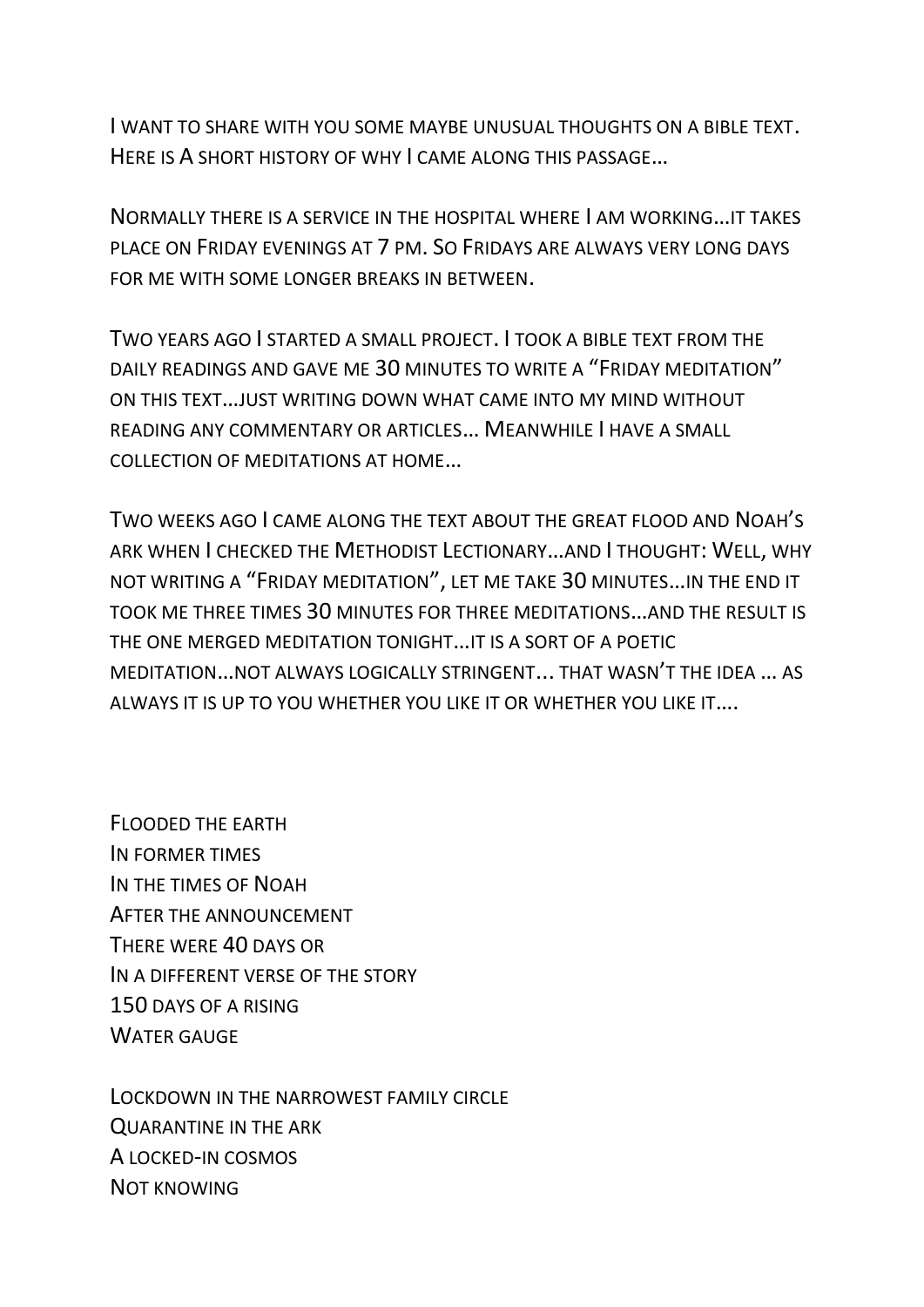I WANT TO SHARE WITH YOU SOME MAYBE UNUSUAL THOUGHTS ON A BIBLE TEXT. HERE IS A SHORT HISTORY OF WHY I CAME ALONG THIS PASSAGE…

NORMALLY THERE IS A SERVICE IN THE HOSPITAL WHERE I AM WORKING…IT TAKES PLACE ON FRIDAY EVENINGS AT 7 PM. SO FRIDAYS ARE ALWAYS VERY LONG DAYS FOR ME WITH SOME LONGER BREAKS IN BETWEEN.

TWO YEARS AGO I STARTED A SMALL PROJECT. I TOOK A BIBLE TEXT FROM THE DAILY READINGS AND GAVE ME 30 MINUTES TO WRITE A "FRIDAY MEDITATION" ON THIS TEXT…JUST WRITING DOWN WHAT CAME INTO MY MIND WITHOUT READING ANY COMMENTARY OR ARTICLES… MEANWHILE I HAVE A SMALL COLLECTION OF MEDITATIONS AT HOME…

TWO WEEKS AGO I CAME ALONG THE TEXT ABOUT THE GREAT FLOOD AND NOAH'S ARK WHEN I CHECKED THE METHODIST LECTIONARY…AND I THOUGHT: WELL, WHY NOT WRITING A "FRIDAY MEDITATION", LET ME TAKE 30 MINUTES…IN THE END IT TOOK ME THREE TIMES 30 MINUTES FOR THREE MEDITATIONS…AND THE RESULT IS THE ONE MERGED MEDITATION TONIGHT…IT IS A SORT OF A POETIC MEDITATION…NOT ALWAYS LOGICALLY STRINGENT… THAT WASN'T THE IDEA … AS ALWAYS IT IS UP TO YOU WHETHER YOU LIKE IT OR WHETHER YOU LIKE IT….

FLOODED THE EARTH  
IN FORMER TIMES  
IN THE TIMES OF NOAH  
AFTER THE ANNOUNCEMENT  
THERE WERE 40 DAYS OR  
IN A DIFFERENT VERSE OF THE STORY  
150 DAYS OF A RISING  
WATER GAUGE

LOCKDOWN IN THE NARROWEST FAMILY CIRCLE  
QUARANTINE IN THE ARK  
A LOCKED-IN COSMOS  
NOT KNOWING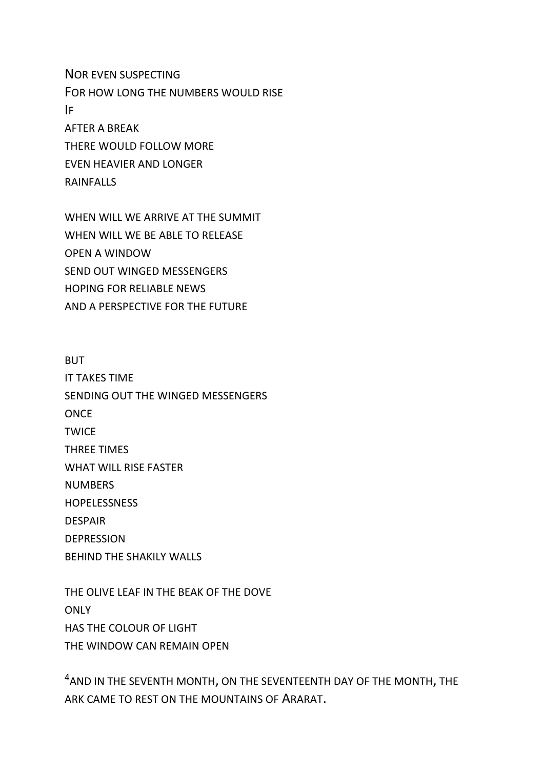NOR EVEN SUSPECTING
FOR HOW LONG THE NUMBERS WOULD RISE
IF
AFTER A BREAK
THERE WOULD FOLLOW MORE
EVEN HEAVIER AND LONGER
RAINFALLS

WHEN WILL WE ARRIVE AT THE SUMMIT
WHEN WILL WE BE ABLE TO RELEASE
OPEN A WINDOW
SEND OUT WINGED MESSENGERS
HOPING FOR RELIABLE NEWS
AND A PERSPECTIVE FOR THE FUTURE

BUT
IT TAKES TIME
SENDING OUT THE WINGED MESSENGERS
ONCE
TWICE
THREE TIMES
WHAT WILL RISE FASTER
NUMBERS
HOPELESSNESS
DESPAIR
DEPRESSION
BEHIND THE SHAKILY WALLS

THE OLIVE LEAF IN THE BEAK OF THE DOVE
ONLY
HAS THE COLOUR OF LIGHT
THE WINDOW CAN REMAIN OPEN

[4]AND IN THE SEVENTH MONTH, ON THE SEVENTEENTH DAY OF THE MONTH, THE ARK CAME TO REST ON THE MOUNTAINS OF ARARAT.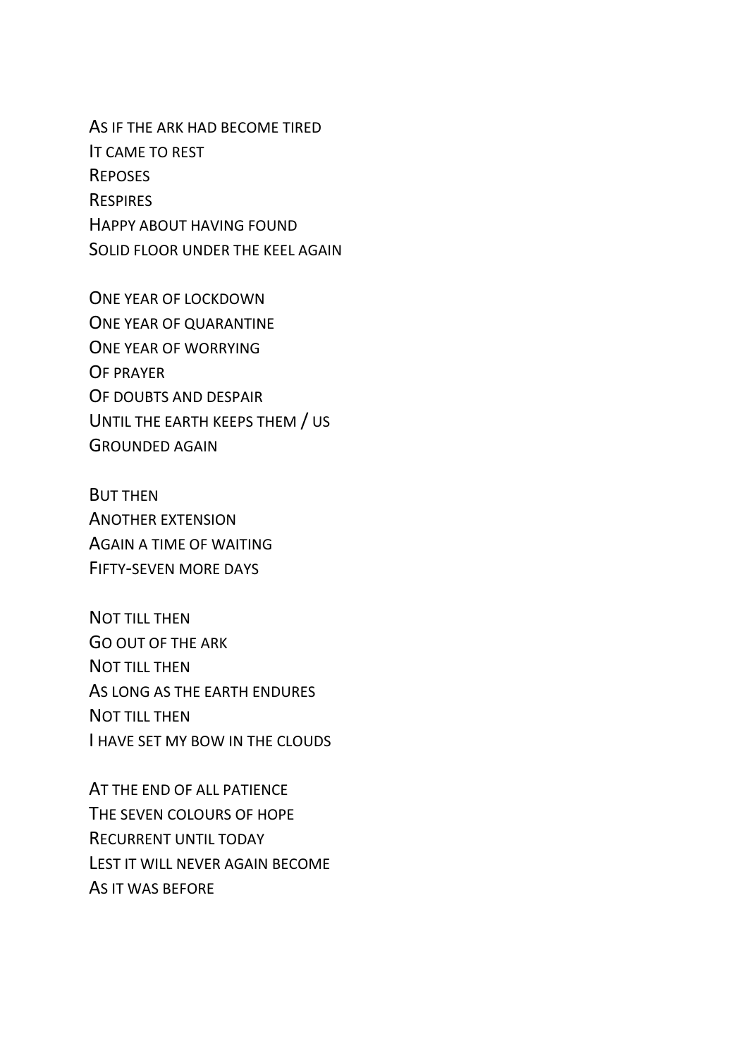AS IF THE ARK HAD BECOME TIRED
IT CAME TO REST
REPOSES
RESPIRES
HAPPY ABOUT HAVING FOUND
SOLID FLOOR UNDER THE KEEL AGAIN

ONE YEAR OF LOCKDOWN
ONE YEAR OF QUARANTINE
ONE YEAR OF WORRYING
OF PRAYER
OF DOUBTS AND DESPAIR
UNTIL THE EARTH KEEPS THEM / US
GROUNDED AGAIN

BUT THEN
ANOTHER EXTENSION
AGAIN A TIME OF WAITING
FIFTY-SEVEN MORE DAYS

NOT TILL THEN
GO OUT OF THE ARK
NOT TILL THEN
AS LONG AS THE EARTH ENDURES
NOT TILL THEN
I HAVE SET MY BOW IN THE CLOUDS

AT THE END OF ALL PATIENCE
THE SEVEN COLOURS OF HOPE
RECURRENT UNTIL TODAY
LEST IT WILL NEVER AGAIN BECOME
AS IT WAS BEFORE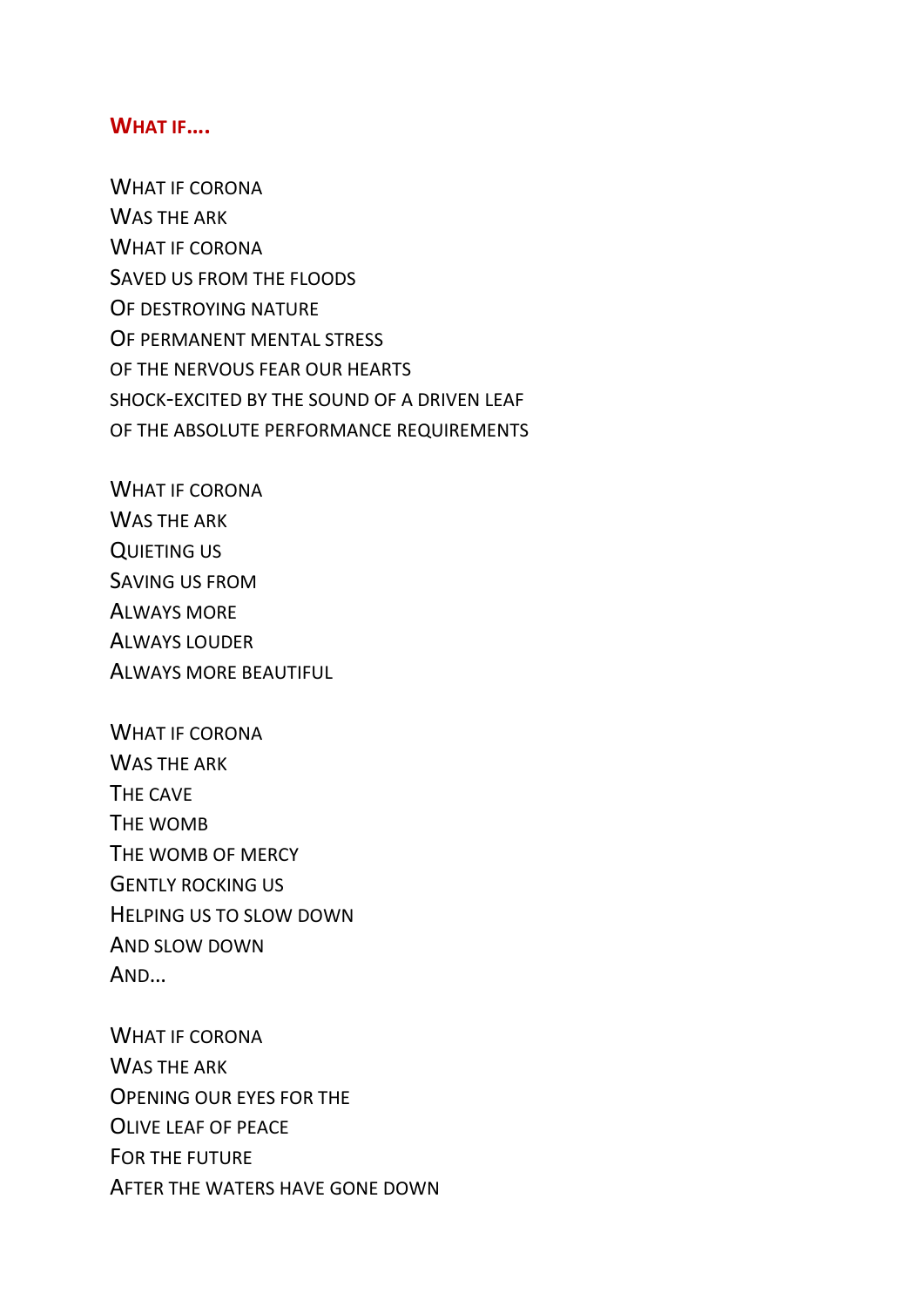## WHAT IF….

WHAT IF CORONA  
WAS THE ARK  
WHAT IF CORONA  
SAVED US FROM THE FLOODS  
OF DESTROYING NATURE  
OF PERMANENT MENTAL STRESS  
OF THE NERVOUS FEAR OUR HEARTS  
SHOCK-EXCITED BY THE SOUND OF A DRIVEN LEAF  
OF THE ABSOLUTE PERFORMANCE REQUIREMENTS

WHAT IF CORONA  
WAS THE ARK  
QUIETING US  
SAVING US FROM  
ALWAYS MORE  
ALWAYS LOUDER  
ALWAYS MORE BEAUTIFUL

WHAT IF CORONA  
WAS THE ARK  
THE CAVE  
THE WOMB  
THE WOMB OF MERCY  
GENTLY ROCKING US  
HELPING US TO SLOW DOWN  
AND SLOW DOWN  
AND…

WHAT IF CORONA  
WAS THE ARK  
OPENING OUR EYES FOR THE  
OLIVE LEAF OF PEACE  
FOR THE FUTURE  
AFTER THE WATERS HAVE GONE DOWN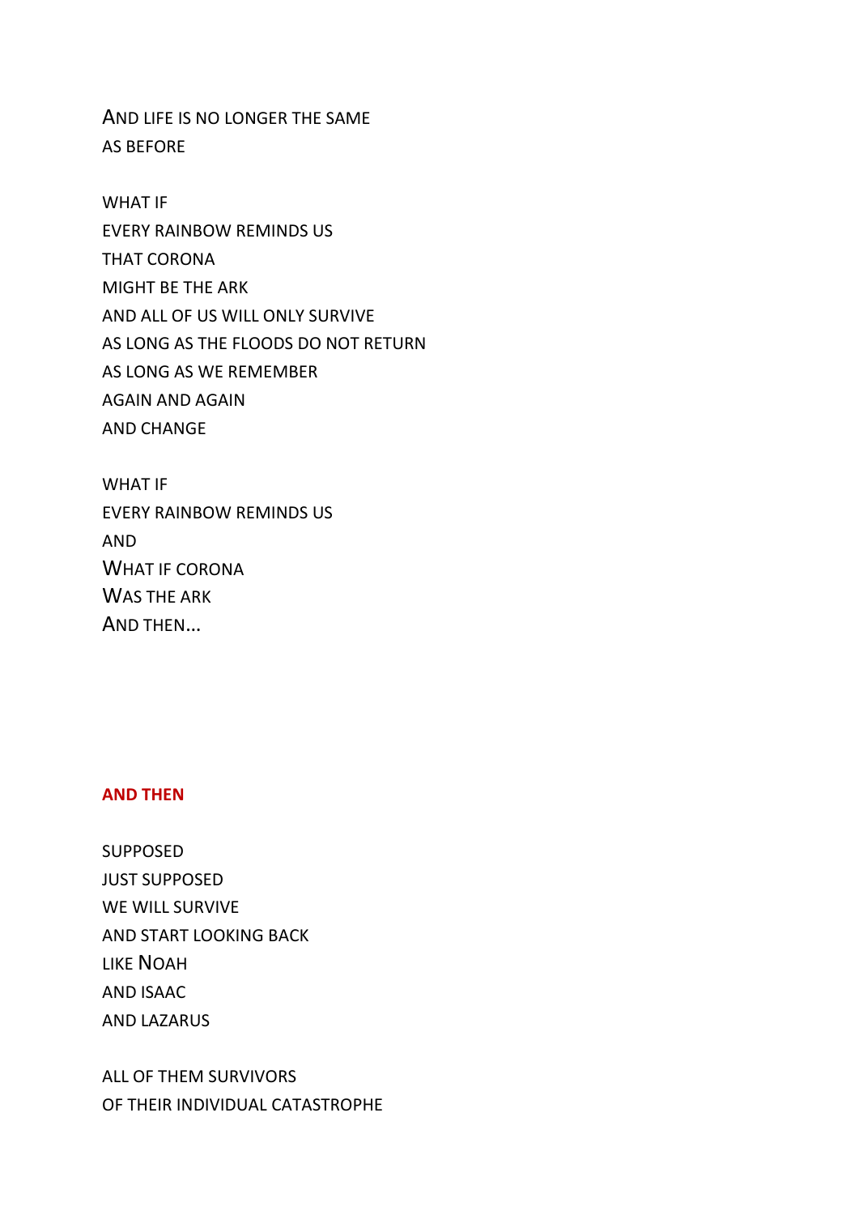AND LIFE IS NO LONGER THE SAME
AS BEFORE

WHAT IF
EVERY RAINBOW REMINDS US
THAT CORONA
MIGHT BE THE ARK
AND ALL OF US WILL ONLY SURVIVE
AS LONG AS THE FLOODS DO NOT RETURN
AS LONG AS WE REMEMBER
AGAIN AND AGAIN
AND CHANGE

WHAT IF
EVERY RAINBOW REMINDS US
AND
WHAT IF CORONA
WAS THE ARK
AND THEN…

## AND THEN

SUPPOSED
JUST SUPPOSED
WE WILL SURVIVE
AND START LOOKING BACK
LIKE NOAH
AND ISAAC
AND LAZARUS

ALL OF THEM SURVIVORS
OF THEIR INDIVIDUAL CATASTROPHE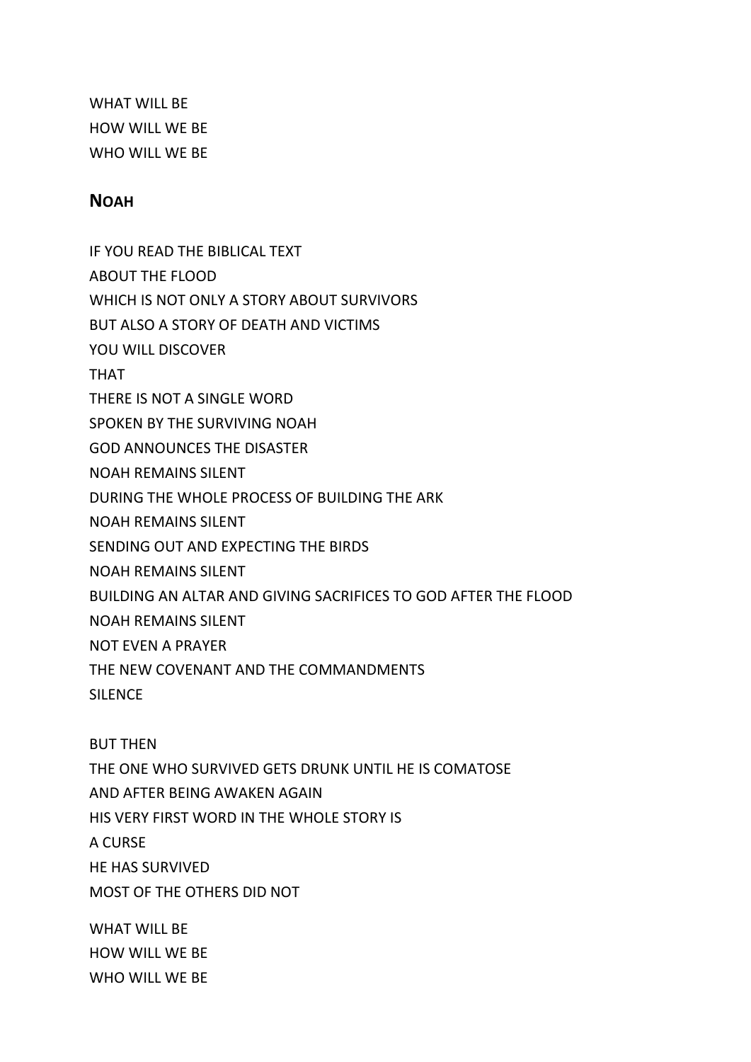WHAT WILL BE
HOW WILL WE BE
WHO WILL WE BE

## NOAH

IF YOU READ THE BIBLICAL TEXT
ABOUT THE FLOOD
WHICH IS NOT ONLY A STORY ABOUT SURVIVORS
BUT ALSO A STORY OF DEATH AND VICTIMS
YOU WILL DISCOVER
THAT
THERE IS NOT A SINGLE WORD
SPOKEN BY THE SURVIVING NOAH
GOD ANNOUNCES THE DISASTER
NOAH REMAINS SILENT
DURING THE WHOLE PROCESS OF BUILDING THE ARK
NOAH REMAINS SILENT
SENDING OUT AND EXPECTING THE BIRDS
NOAH REMAINS SILENT
BUILDING AN ALTAR AND GIVING SACRIFICES TO GOD AFTER THE FLOOD
NOAH REMAINS SILENT
NOT EVEN A PRAYER
THE NEW COVENANT AND THE COMMANDMENTS
SILENCE

BUT THEN
THE ONE WHO SURVIVED GETS DRUNK UNTIL HE IS COMATOSE
AND AFTER BEING AWAKEN AGAIN
HIS VERY FIRST WORD IN THE WHOLE STORY IS
A CURSE
HE HAS SURVIVED
MOST OF THE OTHERS DID NOT

WHAT WILL BE
HOW WILL WE BE
WHO WILL WE BE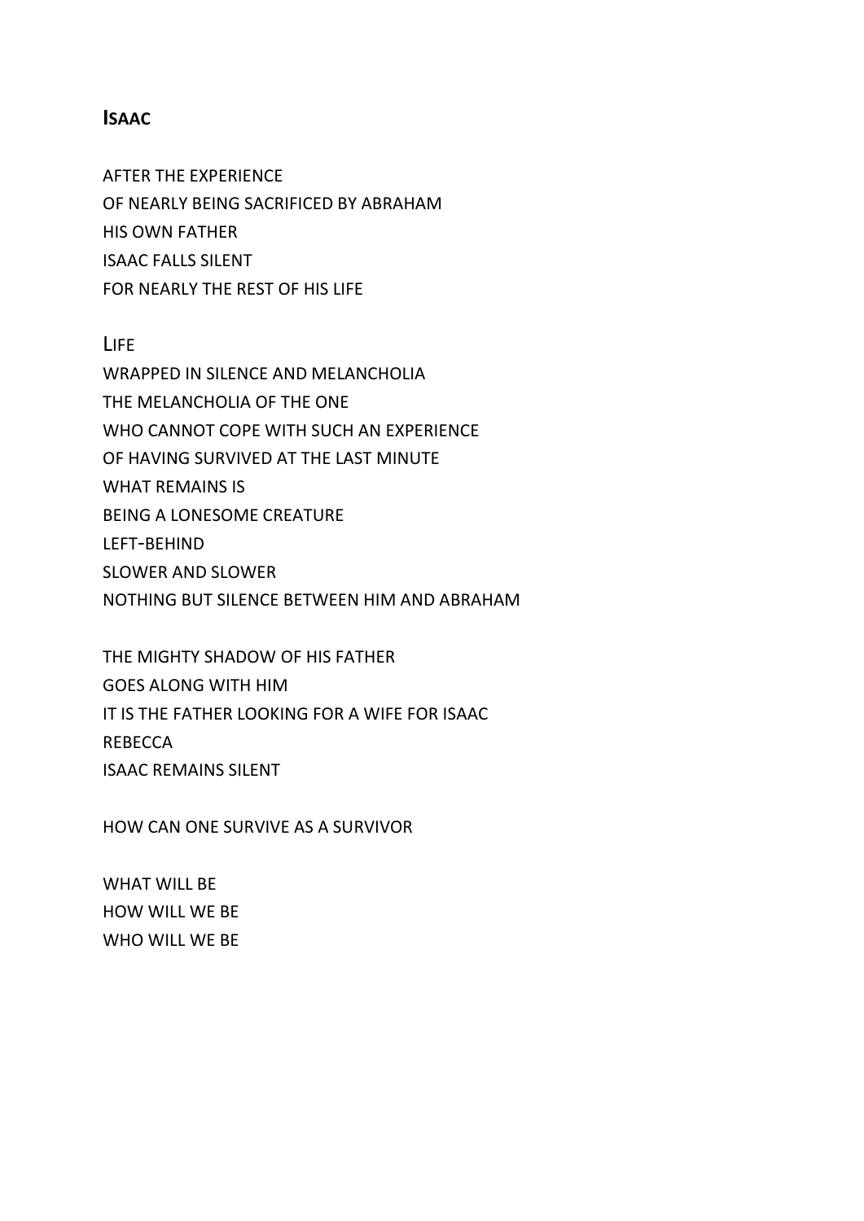## **Isaac**

AFTER THE EXPERIENCE  
OF NEARLY BEING SACRIFICED BY ABRAHAM  
HIS OWN FATHER  
ISAAC FALLS SILENT  
FOR NEARLY THE REST OF HIS LIFE

LIFE  
WRAPPED IN SILENCE AND MELANCHOLIA  
THE MELANCHOLIA OF THE ONE  
WHO CANNOT COPE WITH SUCH AN EXPERIENCE  
OF HAVING SURVIVED AT THE LAST MINUTE  
WHAT REMAINS IS  
BEING A LONESOME CREATURE  
LEFT-BEHIND  
SLOWER AND SLOWER  
NOTHING BUT SILENCE BETWEEN HIM AND ABRAHAM

THE MIGHTY SHADOW OF HIS FATHER  
GOES ALONG WITH HIM  
IT IS THE FATHER LOOKING FOR A WIFE FOR ISAAC  
REBECCA  
ISAAC REMAINS SILENT

HOW CAN ONE SURVIVE AS A SURVIVOR

WHAT WILL BE  
HOW WILL WE BE  
WHO WILL WE BE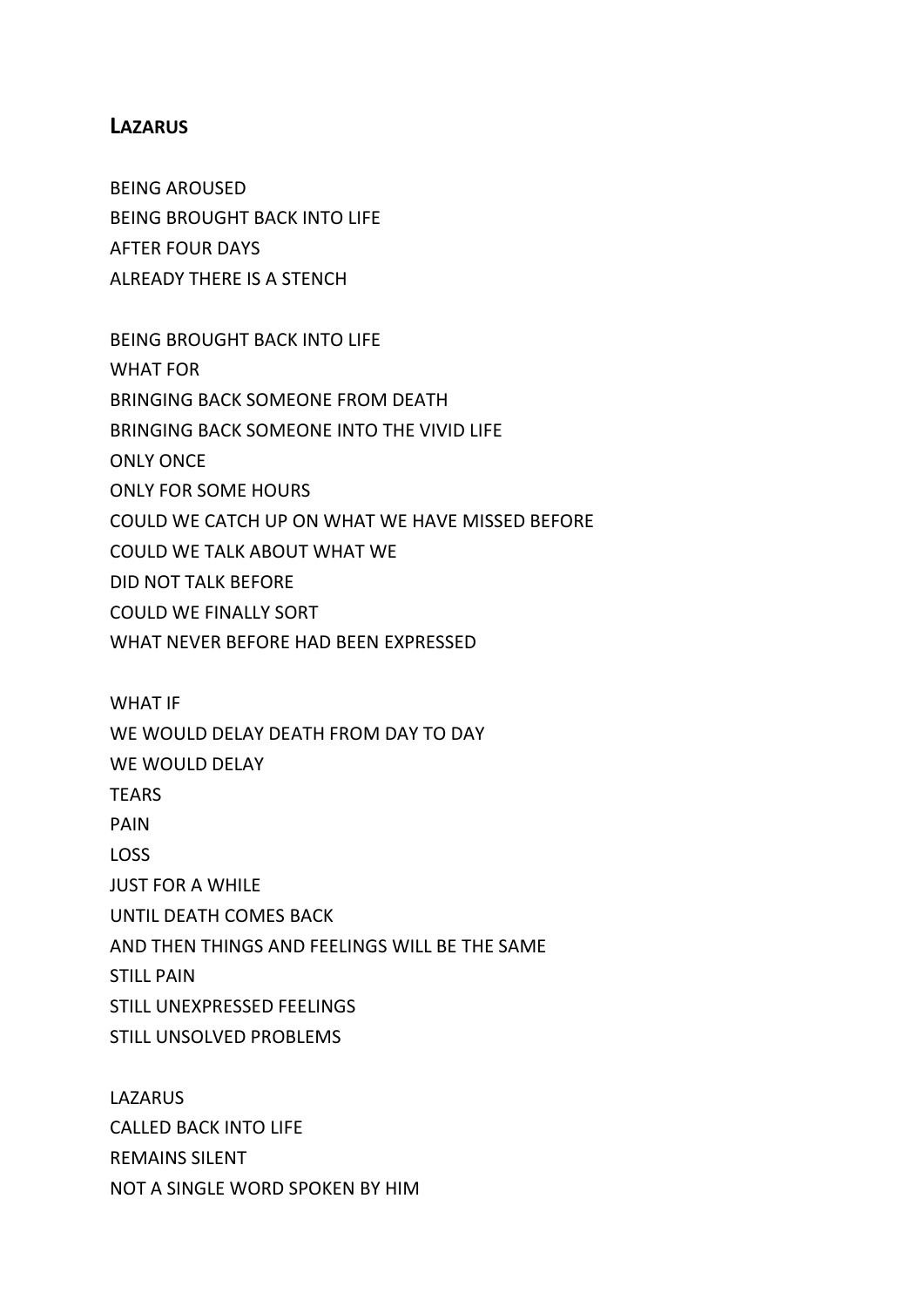## **LAZARUS**

BEING AROUSED
BEING BROUGHT BACK INTO LIFE
AFTER FOUR DAYS
ALREADY THERE IS A STENCH

BEING BROUGHT BACK INTO LIFE
WHAT FOR
BRINGING BACK SOMEONE FROM DEATH
BRINGING BACK SOMEONE INTO THE VIVID LIFE
ONLY ONCE
ONLY FOR SOME HOURS
COULD WE CATCH UP ON WHAT WE HAVE MISSED BEFORE
COULD WE TALK ABOUT WHAT WE
DID NOT TALK BEFORE
COULD WE FINALLY SORT
WHAT NEVER BEFORE HAD BEEN EXPRESSED

WHAT IF
WE WOULD DELAY DEATH FROM DAY TO DAY
WE WOULD DELAY
TEARS
PAIN
LOSS
JUST FOR A WHILE
UNTIL DEATH COMES BACK
AND THEN THINGS AND FEELINGS WILL BE THE SAME
STILL PAIN
STILL UNEXPRESSED FEELINGS
STILL UNSOLVED PROBLEMS

LAZARUS
CALLED BACK INTO LIFE
REMAINS SILENT
NOT A SINGLE WORD SPOKEN BY HIM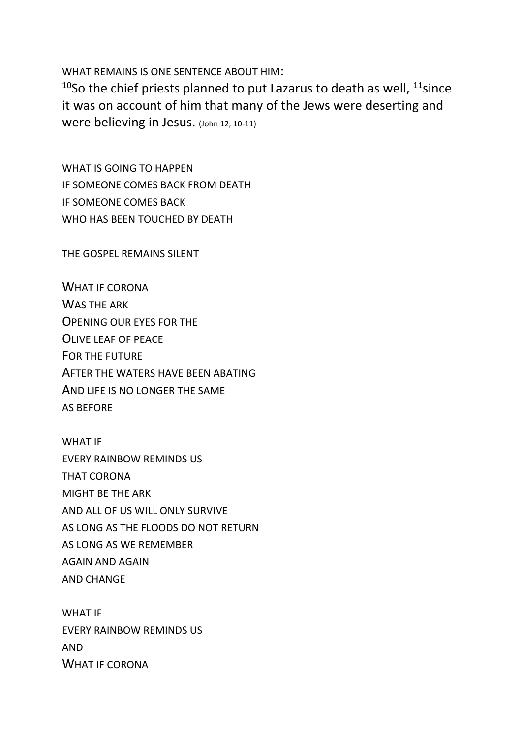WHAT REMAINS IS ONE SENTENCE ABOUT HIM:

[10]So the chief priests planned to put Lazarus to death as well, [11]since it was on account of him that many of the Jews were deserting and were believing in Jesus. (John 12, 10-11)

WHAT IS GOING TO HAPPEN  
IF SOMEONE COMES BACK FROM DEATH  
IF SOMEONE COMES BACK  
WHO HAS BEEN TOUCHED BY DEATH

THE GOSPEL REMAINS SILENT

WHAT IF CORONA  
WAS THE ARK  
OPENING OUR EYES FOR THE  
OLIVE LEAF OF PEACE  
FOR THE FUTURE  
AFTER THE WATERS HAVE BEEN ABATING  
AND LIFE IS NO LONGER THE SAME  
AS BEFORE

WHAT IF  
EVERY RAINBOW REMINDS US  
THAT CORONA  
MIGHT BE THE ARK  
AND ALL OF US WILL ONLY SURVIVE  
AS LONG AS THE FLOODS DO NOT RETURN  
AS LONG AS WE REMEMBER  
AGAIN AND AGAIN  
AND CHANGE

WHAT IF  
EVERY RAINBOW REMINDS US  
AND  
WHAT IF CORONA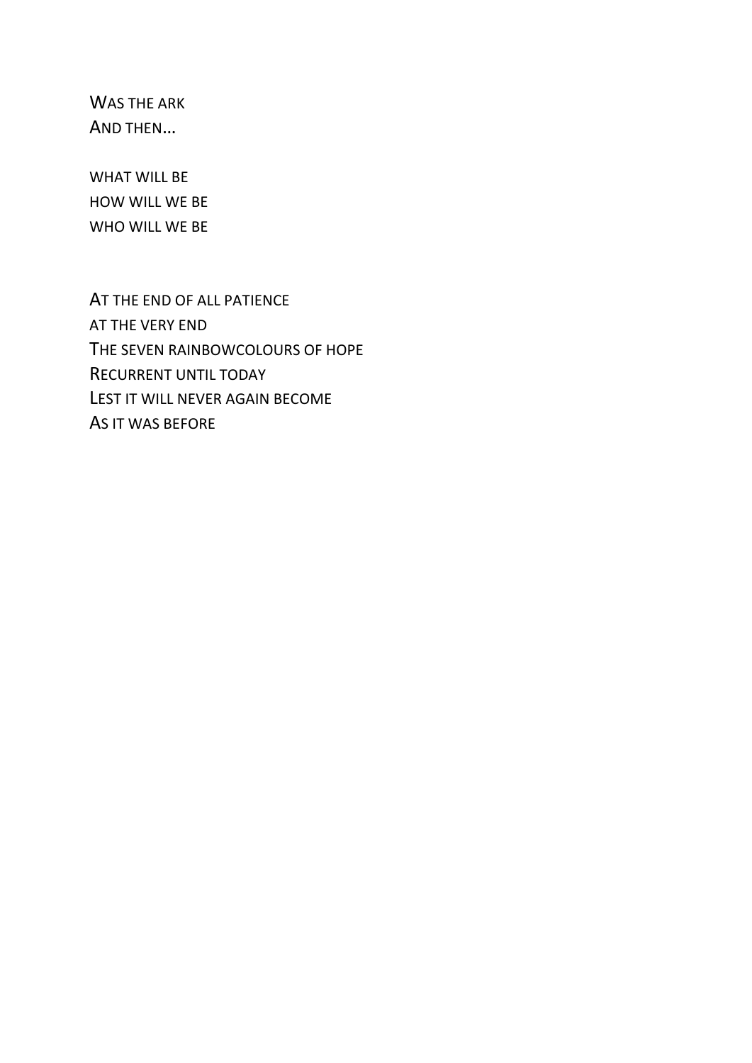WAS THE ARK
AND THEN…

WHAT WILL BE
HOW WILL WE BE
WHO WILL WE BE

AT THE END OF ALL PATIENCE
AT THE VERY END
THE SEVEN RAINBOWCOLOURS OF HOPE
RECURRENT UNTIL TODAY
LEST IT WILL NEVER AGAIN BECOME
AS IT WAS BEFORE